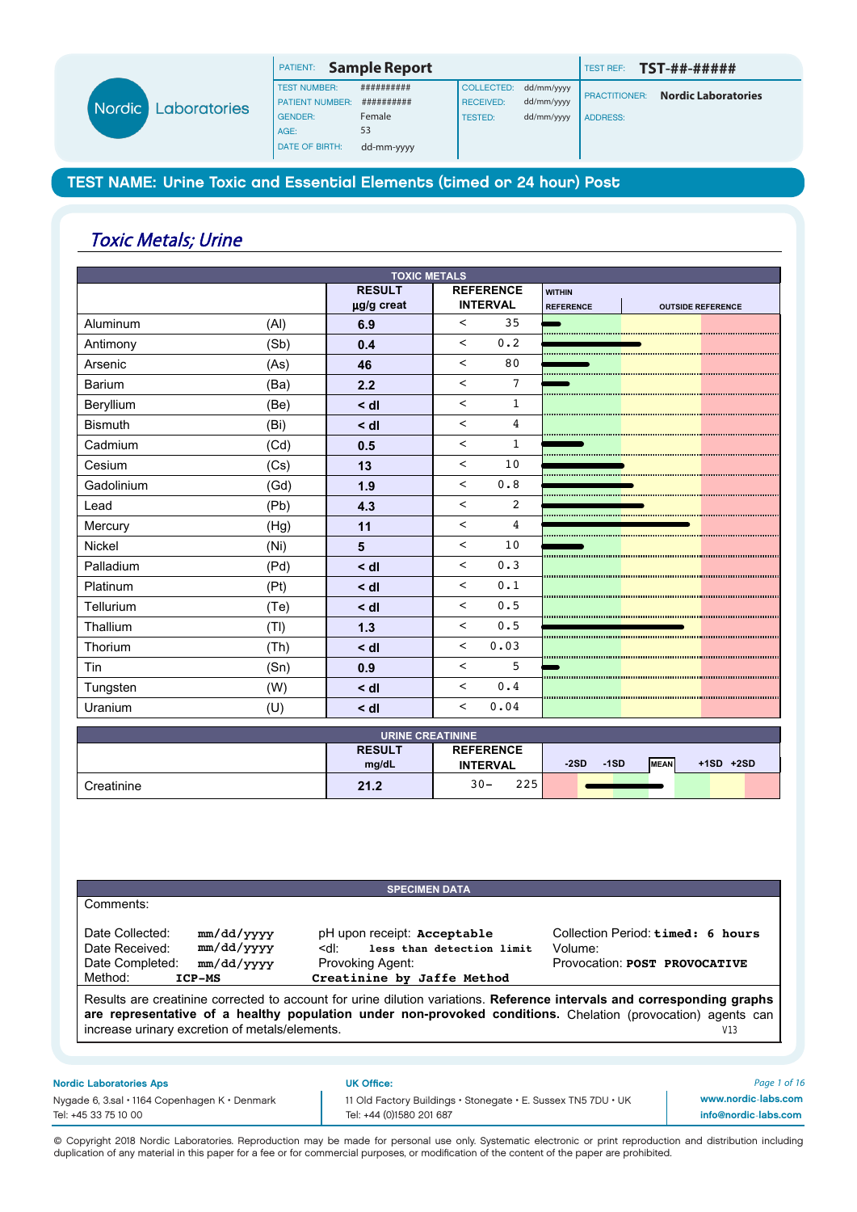**Nordic Laboratories**

| PATIENT: | **Sample Report** | | | TEST REF: | **TST-##-#####** |
|---|---|---|---|---|---|
| TEST NUMBER: | ########## | COLLECTED: | dd/mm/yyyy | PRACTITIONER: | **Nordic Laboratories** |
| PATIENT NUMBER: | ########## | RECEIVED: | dd/mm/yyyy | ADDRESS: | |
| GENDER: | Female | TESTED: | dd/mm/yyyy | | |
| AGE: | 53 | | | | |
| DATE OF BIRTH: | dd-mm-yyyy | | | | |

## TEST NAME: Urine Toxic and Essential Elements (timed or 24 hour) Post

## *Toxic Metals; Urine*

**TOXIC METALS**

| | | RESULT µg/g creat | REFERENCE INTERVAL | WITHIN REFERENCE / OUTSIDE REFERENCE |
|---|---|---|---|---|
| Aluminum | (Al) | **6.9** | < 35 | |
| Antimony | (Sb) | **0.4** | < 0.2 | |
| Arsenic | (As) | **46** | < 80 | |
| Barium | (Ba) | **2.2** | < 7 | |
| Beryllium | (Be) | **< dl** | < 1 | |
| Bismuth | (Bi) | **< dl** | < 4 | |
| Cadmium | (Cd) | **0.5** | < 1 | |
| Cesium | (Cs) | **13** | < 10 | |
| Gadolinium | (Gd) | **1.9** | < 0.8 | |
| Lead | (Pb) | **4.3** | < 2 | |
| Mercury | (Hg) | **11** | < 4 | |
| Nickel | (Ni) | **5** | < 10 | |
| Palladium | (Pd) | **< dl** | < 0.3 | |
| Platinum | (Pt) | **< dl** | < 0.1 | |
| Tellurium | (Te) | **< dl** | < 0.5 | |
| Thallium | (Tl) | **1.3** | < 0.5 | |
| Thorium | (Th) | **< dl** | < 0.03 | |
| Tin | (Sn) | **0.9** | < 5 | |
| Tungsten | (W) | **< dl** | < 0.4 | |
| Uranium | (U) | **< dl** | < 0.04 | |

**URINE CREATININE**

| | RESULT mg/dL | REFERENCE INTERVAL | -2SD -1SD MEAN +1SD +2SD |
|---|---|---|---|
| Creatinine | **21.2** | 30– 225 | |

**SPECIMEN DATA**

Comments:

| | | | |
|---|---|---|---|
| Date Collected: | mm/dd/yyyy | pH upon receipt: **Acceptable** | Collection Period: **timed: 6 hours** |
| Date Received: | mm/dd/yyyy | <dl: **less than detection limit** | Volume: |
| Date Completed: | mm/dd/yyyy | Provoking Agent: | Provocation: **POST PROVOCATIVE** |
| Method: | **ICP-MS** | **Creatinine by Jaffe Method** | |

Results are creatinine corrected to account for urine dilution variations. **Reference intervals and corresponding graphs are representative of a healthy population under non-provoked conditions.** Chelation (provocation) agents can increase urinary excretion of metals/elements.

V13

**Nordic Laboratories Aps**
Nygade 6, 3.sal • 1164 Copenhagen K • Denmark
Tel: +45 33 75 10 00

**UK Office:**
11 Old Factory Buildings • Stonegate • E. Sussex TN5 7DU • UK
Tel: +44 (0)1580 201 687

**www.nordic-labs.com**
**info@nordic-labs.com**

© Copyright 2018 Nordic Laboratories. Reproduction may be made for personal use only. Systematic electronic or print reproduction and distribution including duplication of any material in this paper for a fee or for commercial purposes, or modification of the content of the paper are prohibited.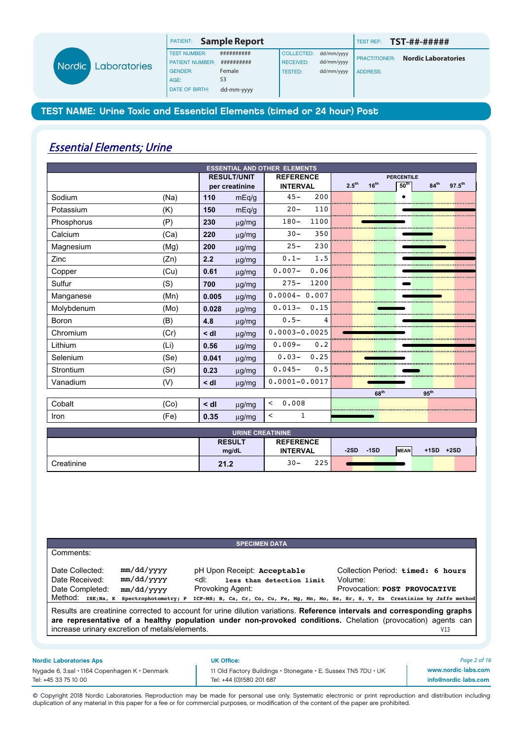| | | | |
|---|---|---|---|
| PATIENT: **Sample Report** | | | TEST REF: **TST-##-#####** |
| TEST NUMBER: ########## | COLLECTED: dd/mm/yyyy | | PRACTITIONER: **Nordic Laboratories** |
| PATIENT NUMBER: ########## | RECEIVED: dd/mm/yyyy | | ADDRESS: |
| GENDER: Female | TESTED: dd/mm/yyyy | | |
| AGE: 53 | | | |
| DATE OF BIRTH: dd-mm-yyyy | | | |

## TEST NAME: Urine Toxic and Essential Elements (timed or 24 hour) Post

### *Essential Elements; Urine*

| ESSENTIAL AND OTHER ELEMENTS | | RESULT/UNIT per creatinine | | REFERENCE INTERVAL |
|---|---|---|---|---|
| Sodium | (Na) | **110** | mEq/g | 45– 200 |
| Potassium | (K) | **150** | mEq/g | 20– 110 |
| Phosphorus | (P) | **230** | µg/mg | 180– 1100 |
| Calcium | (Ca) | **220** | µg/mg | 30– 350 |
| Magnesium | (Mg) | **200** | µg/mg | 25– 230 |
| Zinc | (Zn) | **2.2** | µg/mg | 0.1– 1.5 |
| Copper | (Cu) | **0.61** | µg/mg | 0.007– 0.06 |
| Sulfur | (S) | **700** | µg/mg | 275– 1200 |
| Manganese | (Mn) | **0.005** | µg/mg | 0.0004– 0.007 |
| Molybdenum | (Mo) | **0.028** | µg/mg | 0.013– 0.15 |
| Boron | (B) | **4.8** | µg/mg | 0.5– 4 |
| Chromium | (Cr) | **< dl** | µg/mg | 0.0003–0.0025 |
| Lithium | (Li) | **0.56** | µg/mg | 0.009– 0.2 |
| Selenium | (Se) | **0.041** | µg/mg | 0.03– 0.25 |
| Strontium | (Sr) | **0.23** | µg/mg | 0.045– 0.5 |
| Vanadium | (V) | **< dl** | µg/mg | 0.0001–0.0017 |
| Cobalt | (Co) | **< dl** | µg/mg | < 0.008 |
| Iron | (Fe) | **0.35** | µg/mg | < 1 |

| URINE CREATININE | RESULT mg/dL | REFERENCE INTERVAL |
|---|---|---|
| Creatinine | **21.2** | 30– 225 |

| SPECIMEN DATA | | |
|---|---|---|
| Comments: | | |
| Date Collected: mm/dd/yyyy | pH Upon Receipt: **Acceptable** | Collection Period: **timed: 6 hours** |
| Date Received: mm/dd/yyyy | <dl: **less than detection limit** | Volume: |
| Date Completed: mm/dd/yyyy | Provoking Agent: | Provocation: **POST PROVOCATIVE** |

Method: ISE;Na, K Spectrophotometry; P ICP-MS; B, Ca, Cr, Co, Cu, Fe, Mg, Mn, Mo, Se, Sr, S, V, Zn Creatinine by Jaffe method

Results are creatinine corrected to account for urine dilution variations. **Reference intervals and corresponding graphs are representative of a healthy population under non-provoked conditions.** Chelation (provocation) agents can increase urinary excretion of metals/elements. V13

**Nordic Laboratories Aps**
Nygade 6, 3.sal • 1164 Copenhagen K • Denmark
Tel: +45 33 75 10 00

**UK Office:**
11 Old Factory Buildings • Stonegate • E. Sussex TN5 7DU • UK
Tel: +44 (0)1580 201 687

www.nordic-labs.com
info@nordic-labs.com

© Copyright 2018 Nordic Laboratories. Reproduction may be made for personal use only. Systematic electronic or print reproduction and distribution including duplication of any material in this paper for a fee or for commercial purposes, or modification of the content of the paper are prohibited.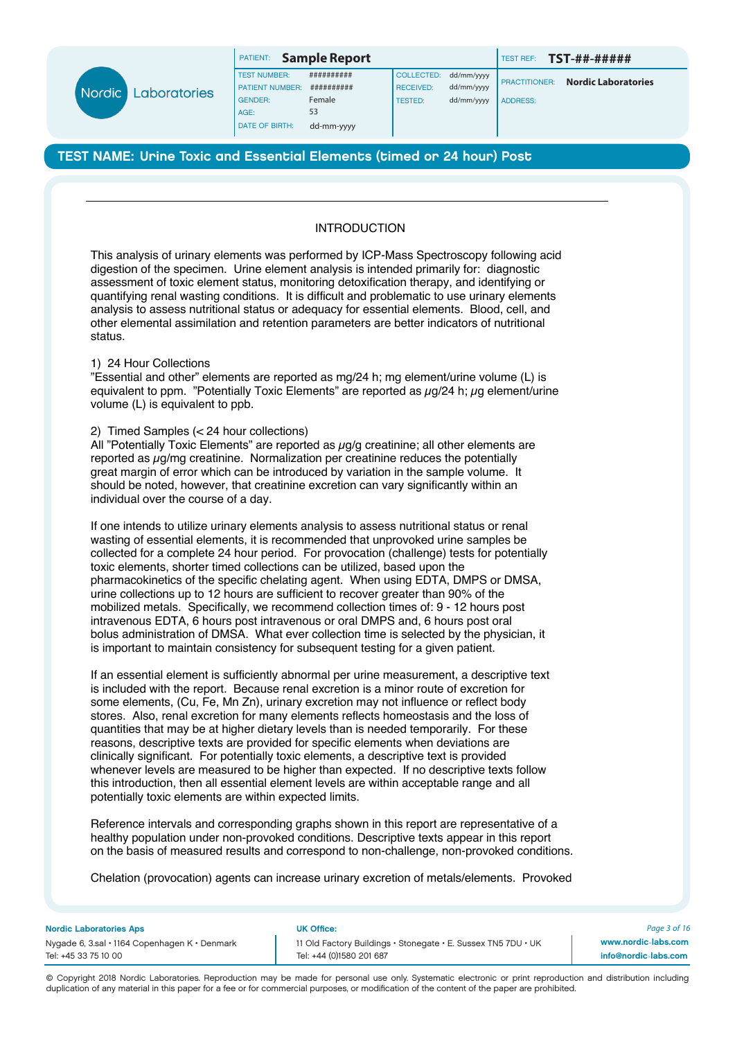| PATIENT: | Sample Report | | | TEST REF: | TST-##-##### |
|---|---|---|---|---|---|
| TEST NUMBER: | ########## | COLLECTED: | dd/mm/yyyy | PRACTITIONER: | Nordic Laboratories |
| PATIENT NUMBER: | ########## | RECEIVED: | dd/mm/yyyy | ADDRESS: | |
| GENDER: | Female | TESTED: | dd/mm/yyyy | | |
| AGE: | 53 | | | | |
| DATE OF BIRTH: | dd-mm-yyyy | | | | |

## TEST NAME: Urine Toxic and Essential Elements (timed or 24 hour) Post

### INTRODUCTION

This analysis of urinary elements was performed by ICP-Mass Spectroscopy following acid digestion of the specimen. Urine element analysis is intended primarily for: diagnostic assessment of toxic element status, monitoring detoxification therapy, and identifying or quantifying renal wasting conditions. It is difficult and problematic to use urinary elements analysis to assess nutritional status or adequacy for essential elements. Blood, cell, and other elemental assimilation and retention parameters are better indicators of nutritional status.

1) 24 Hour Collections
"Essential and other" elements are reported as mg/24 h; mg element/urine volume (L) is equivalent to ppm. "Potentially Toxic Elements" are reported as µg/24 h; µg element/urine volume (L) is equivalent to ppb.

2) Timed Samples (< 24 hour collections)
All "Potentially Toxic Elements" are reported as µg/g creatinine; all other elements are reported as µg/mg creatinine. Normalization per creatinine reduces the potentially great margin of error which can be introduced by variation in the sample volume. It should be noted, however, that creatinine excretion can vary significantly within an individual over the course of a day.

If one intends to utilize urinary elements analysis to assess nutritional status or renal wasting of essential elements, it is recommended that unprovoked urine samples be collected for a complete 24 hour period. For provocation (challenge) tests for potentially toxic elements, shorter timed collections can be utilized, based upon the pharmacokinetics of the specific chelating agent. When using EDTA, DMPS or DMSA, urine collections up to 12 hours are sufficient to recover greater than 90% of the mobilized metals. Specifically, we recommend collection times of: 9 - 12 hours post intravenous EDTA, 6 hours post intravenous or oral DMPS and, 6 hours post oral bolus administration of DMSA. What ever collection time is selected by the physician, it is important to maintain consistency for subsequent testing for a given patient.

If an essential element is sufficiently abnormal per urine measurement, a descriptive text is included with the report. Because renal excretion is a minor route of excretion for some elements, (Cu, Fe, Mn Zn), urinary excretion may not influence or reflect body stores. Also, renal excretion for many elements reflects homeostasis and the loss of quantities that may be at higher dietary levels than is needed temporarily. For these reasons, descriptive texts are provided for specific elements when deviations are clinically significant. For potentially toxic elements, a descriptive text is provided whenever levels are measured to be higher than expected. If no descriptive texts follow this introduction, then all essential element levels are within acceptable range and all potentially toxic elements are within expected limits.

Reference intervals and corresponding graphs shown in this report are representative of a healthy population under non-provoked conditions. Descriptive texts appear in this report on the basis of measured results and correspond to non-challenge, non-provoked conditions.

Chelation (provocation) agents can increase urinary excretion of metals/elements. Provoked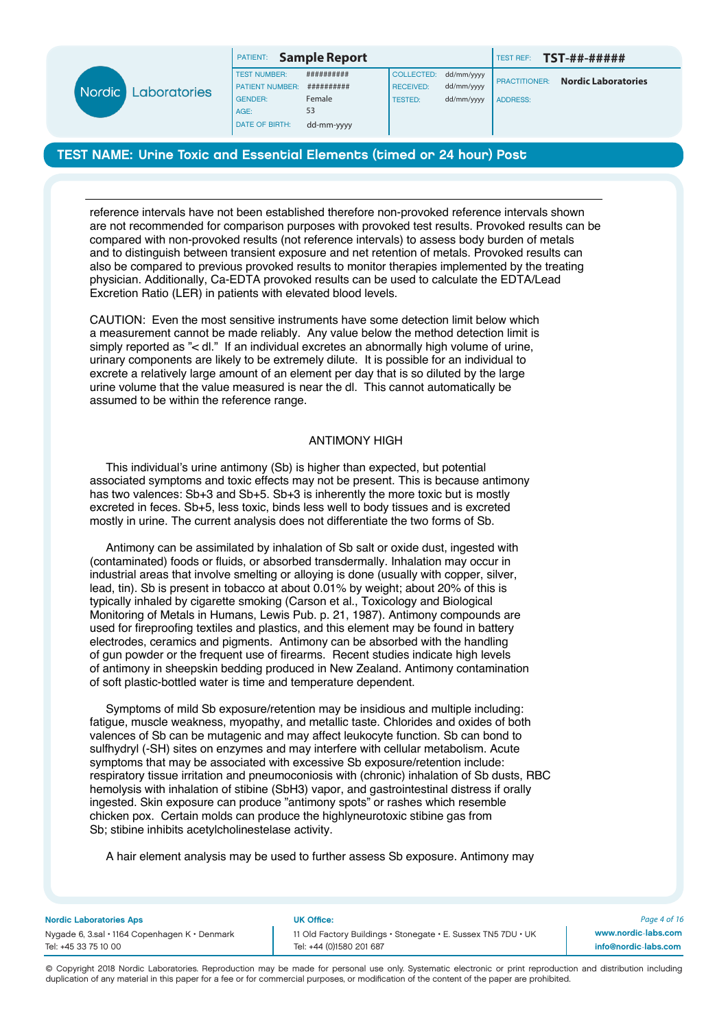reference intervals have not been established therefore non-provoked reference intervals shown are not recommended for comparison purposes with provoked test results. Provoked results can be compared with non-provoked results (not reference intervals) to assess body burden of metals and to distinguish between transient exposure and net retention of metals. Provoked results can also be compared to previous provoked results to monitor therapies implemented by the treating physician. Additionally, Ca-EDTA provoked results can be used to calculate the EDTA/Lead Excretion Ratio (LER) in patients with elevated blood levels.

CAUTION: Even the most sensitive instruments have some detection limit below which a measurement cannot be made reliably. Any value below the method detection limit is simply reported as "< dl." If an individual excretes an abnormally high volume of urine, urinary components are likely to be extremely dilute. It is possible for an individual to excrete a relatively large amount of an element per day that is so diluted by the large urine volume that the value measured is near the dl. This cannot automatically be assumed to be within the reference range.

## ANTIMONY HIGH

This individual's urine antimony (Sb) is higher than expected, but potential associated symptoms and toxic effects may not be present. This is because antimony has two valences: Sb+3 and Sb+5. Sb+3 is inherently the more toxic but is mostly excreted in feces. Sb+5, less toxic, binds less well to body tissues and is excreted mostly in urine. The current analysis does not differentiate the two forms of Sb.

Antimony can be assimilated by inhalation of Sb salt or oxide dust, ingested with (contaminated) foods or fluids, or absorbed transdermally. Inhalation may occur in industrial areas that involve smelting or alloying is done (usually with copper, silver, lead, tin). Sb is present in tobacco at about 0.01% by weight; about 20% of this is typically inhaled by cigarette smoking (Carson et al., Toxicology and Biological Monitoring of Metals in Humans, Lewis Pub. p. 21, 1987). Antimony compounds are used for fireproofing textiles and plastics, and this element may be found in battery electrodes, ceramics and pigments. Antimony can be absorbed with the handling of gun powder or the frequent use of firearms. Recent studies indicate high levels of antimony in sheepskin bedding produced in New Zealand. Antimony contamination of soft plastic-bottled water is time and temperature dependent.

Symptoms of mild Sb exposure/retention may be insidious and multiple including: fatigue, muscle weakness, myopathy, and metallic taste. Chlorides and oxides of both valences of Sb can be mutagenic and may affect leukocyte function. Sb can bond to sulfhydryl (-SH) sites on enzymes and may interfere with cellular metabolism. Acute symptoms that may be associated with excessive Sb exposure/retention include: respiratory tissue irritation and pneumoconiosis with (chronic) inhalation of Sb dusts, RBC hemolysis with inhalation of stibine ($SbH_3$) vapor, and gastrointestinal distress if orally ingested. Skin exposure can produce "antimony spots" or rashes which resemble chicken pox. Certain molds can produce the highlyneurotoxic stibine gas from Sb; stibine inhibits acetylcholinestelase activity.

A hair element analysis may be used to further assess Sb exposure. Antimony may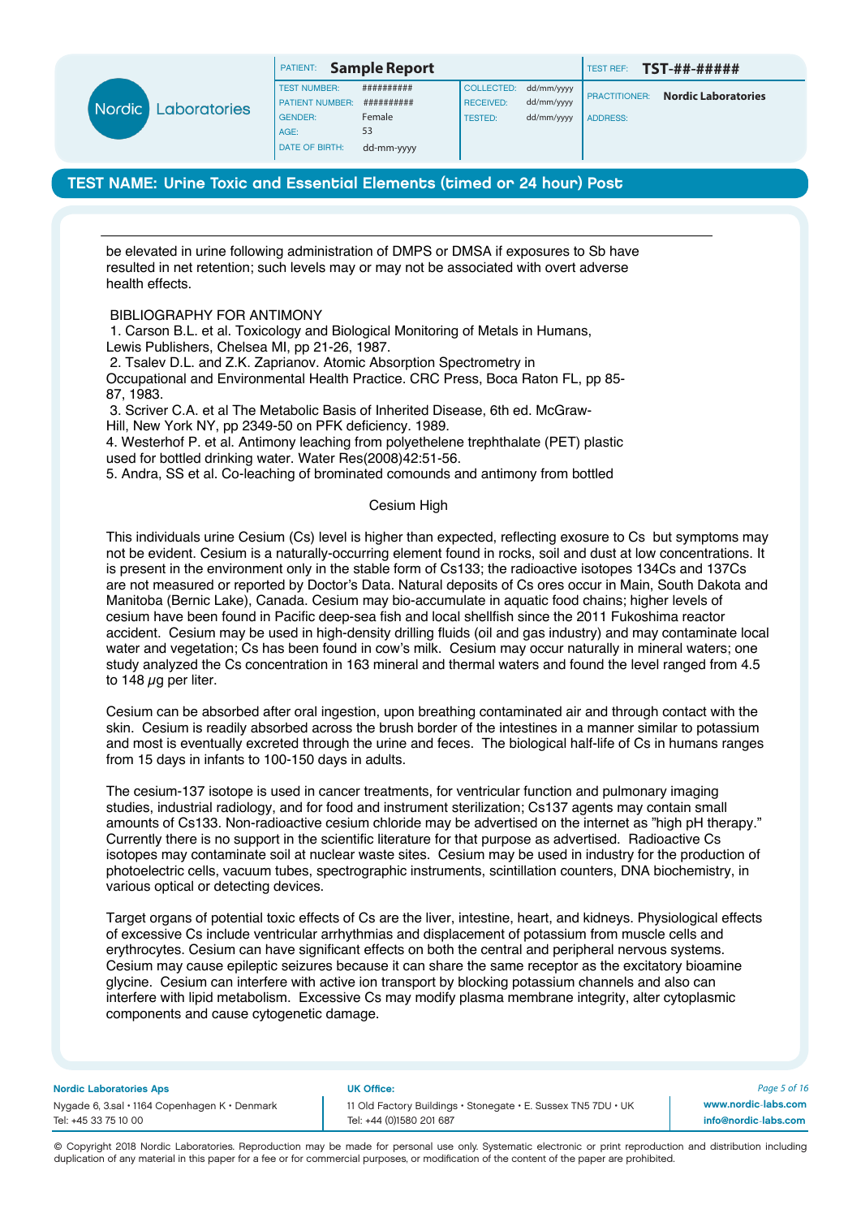be elevated in urine following administration of DMPS or DMSA if exposures to Sb have resulted in net retention; such levels may or may not be associated with overt adverse health effects.

BIBLIOGRAPHY FOR ANTIMONY

1. Carson B.L. et al. Toxicology and Biological Monitoring of Metals in Humans, Lewis Publishers, Chelsea MI, pp 21-26, 1987.
2. Tsalev D.L. and Z.K. Zaprianov. Atomic Absorption Spectrometry in Occupational and Environmental Health Practice. CRC Press, Boca Raton FL, pp 85-87, 1983.
3. Scriver C.A. et al The Metabolic Basis of Inherited Disease, 6th ed. McGraw-Hill, New York NY, pp 2349-50 on PFK deficiency. 1989.
4. Westerhof P. et al. Antimony leaching from polyethelene trephthalate (PET) plastic used for bottled drinking water. Water Res(2008)42:51-56.
5. Andra, SS et al. Co-leaching of brominated comounds and antimony from bottled

## Cesium High

This individuals urine Cesium (Cs) level is higher than expected, reflecting exosure to Cs but symptoms may not be evident. Cesium is a naturally-occurring element found in rocks, soil and dust at low concentrations. It is present in the environment only in the stable form of Cs133; the radioactive isotopes 134Cs and 137Cs are not measured or reported by Doctor's Data. Natural deposits of Cs ores occur in Main, South Dakota and Manitoba (Bernic Lake), Canada. Cesium may bio-accumulate in aquatic food chains; higher levels of cesium have been found in Pacific deep-sea fish and local shellfish since the 2011 Fukoshima reactor accident. Cesium may be used in high-density drilling fluids (oil and gas industry) and may contaminate local water and vegetation; Cs has been found in cow's milk. Cesium may occur naturally in mineral waters; one study analyzed the Cs concentration in 163 mineral and thermal waters and found the level ranged from 4.5 to 148 $\mu$g per liter.

Cesium can be absorbed after oral ingestion, upon breathing contaminated air and through contact with the skin. Cesium is readily absorbed across the brush border of the intestines in a manner similar to potassium and most is eventually excreted through the urine and feces. The biological half-life of Cs in humans ranges from 15 days in infants to 100-150 days in adults.

The cesium-137 isotope is used in cancer treatments, for ventricular function and pulmonary imaging studies, industrial radiology, and for food and instrument sterilization; Cs137 agents may contain small amounts of Cs133. Non-radioactive cesium chloride may be advertised on the internet as "high pH therapy." Currently there is no support in the scientific literature for that purpose as advertised. Radioactive Cs isotopes may contaminate soil at nuclear waste sites. Cesium may be used in industry for the production of photoelectric cells, vacuum tubes, spectrographic instruments, scintillation counters, DNA biochemistry, in various optical or detecting devices.

Target organs of potential toxic effects of Cs are the liver, intestine, heart, and kidneys. Physiological effects of excessive Cs include ventricular arrhythmias and displacement of potassium from muscle cells and erythrocytes. Cesium can have significant effects on both the central and peripheral nervous systems. Cesium may cause epileptic seizures because it can share the same receptor as the excitatory bioamine glycine. Cesium can interfere with active ion transport by blocking potassium channels and also can interfere with lipid metabolism. Excessive Cs may modify plasma membrane integrity, alter cytoplasmic components and cause cytogenetic damage.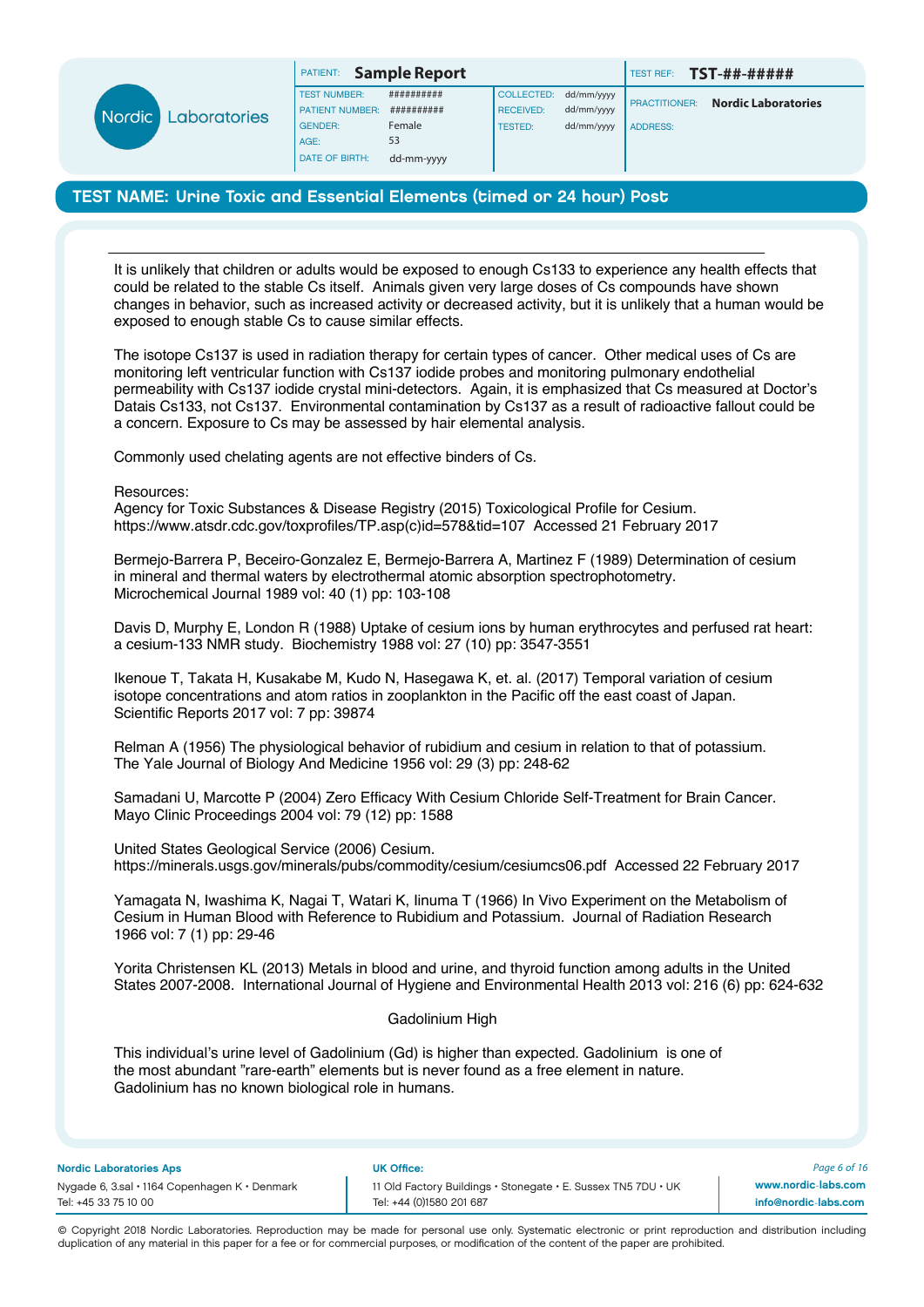It is unlikely that children or adults would be exposed to enough Cs133 to experience any health effects that could be related to the stable Cs itself. Animals given very large doses of Cs compounds have shown changes in behavior, such as increased activity or decreased activity, but it is unlikely that a human would be exposed to enough stable Cs to cause similar effects.

The isotope Cs137 is used in radiation therapy for certain types of cancer. Other medical uses of Cs are monitoring left ventricular function with Cs137 iodide probes and monitoring pulmonary endothelial permeability with Cs137 iodide crystal mini-detectors. Again, it is emphasized that Cs measured at Doctor's Datais Cs133, not Cs137. Environmental contamination by Cs137 as a result of radioactive fallout could be a concern. Exposure to Cs may be assessed by hair elemental analysis.

Commonly used chelating agents are not effective binders of Cs.

Resources:
Agency for Toxic Substances & Disease Registry (2015) Toxicological Profile for Cesium. https://www.atsdr.cdc.gov/toxprofiles/TP.asp(c)id=578&tid=107 Accessed 21 February 2017

Bermejo-Barrera P, Beceiro-Gonzalez E, Bermejo-Barrera A, Martinez F (1989) Determination of cesium in mineral and thermal waters by electrothermal atomic absorption spectrophotometry. Microchemical Journal 1989 vol: 40 (1) pp: 103-108

Davis D, Murphy E, London R (1988) Uptake of cesium ions by human erythrocytes and perfused rat heart: a cesium-133 NMR study. Biochemistry 1988 vol: 27 (10) pp: 3547-3551

Ikenoue T, Takata H, Kusakabe M, Kudo N, Hasegawa K, et. al. (2017) Temporal variation of cesium isotope concentrations and atom ratios in zooplankton in the Pacific off the east coast of Japan. Scientific Reports 2017 vol: 7 pp: 39874

Relman A (1956) The physiological behavior of rubidium and cesium in relation to that of potassium. The Yale Journal of Biology And Medicine 1956 vol: 29 (3) pp: 248-62

Samadani U, Marcotte P (2004) Zero Efficacy With Cesium Chloride Self-Treatment for Brain Cancer. Mayo Clinic Proceedings 2004 vol: 79 (12) pp: 1588

United States Geological Service (2006) Cesium. https://minerals.usgs.gov/minerals/pubs/commodity/cesium/cesiumcs06.pdf Accessed 22 February 2017

Yamagata N, Iwashima K, Nagai T, Watari K, Iinuma T (1966) In Vivo Experiment on the Metabolism of Cesium in Human Blood with Reference to Rubidium and Potassium. Journal of Radiation Research 1966 vol: 7 (1) pp: 29-46

Yorita Christensen KL (2013) Metals in blood and urine, and thyroid function among adults in the United States 2007-2008. International Journal of Hygiene and Environmental Health 2013 vol: 216 (6) pp: 624-632

## Gadolinium High

This individual's urine level of Gadolinium (Gd) is higher than expected. Gadolinium is one of the most abundant "rare-earth" elements but is never found as a free element in nature. Gadolinium has no known biological role in humans.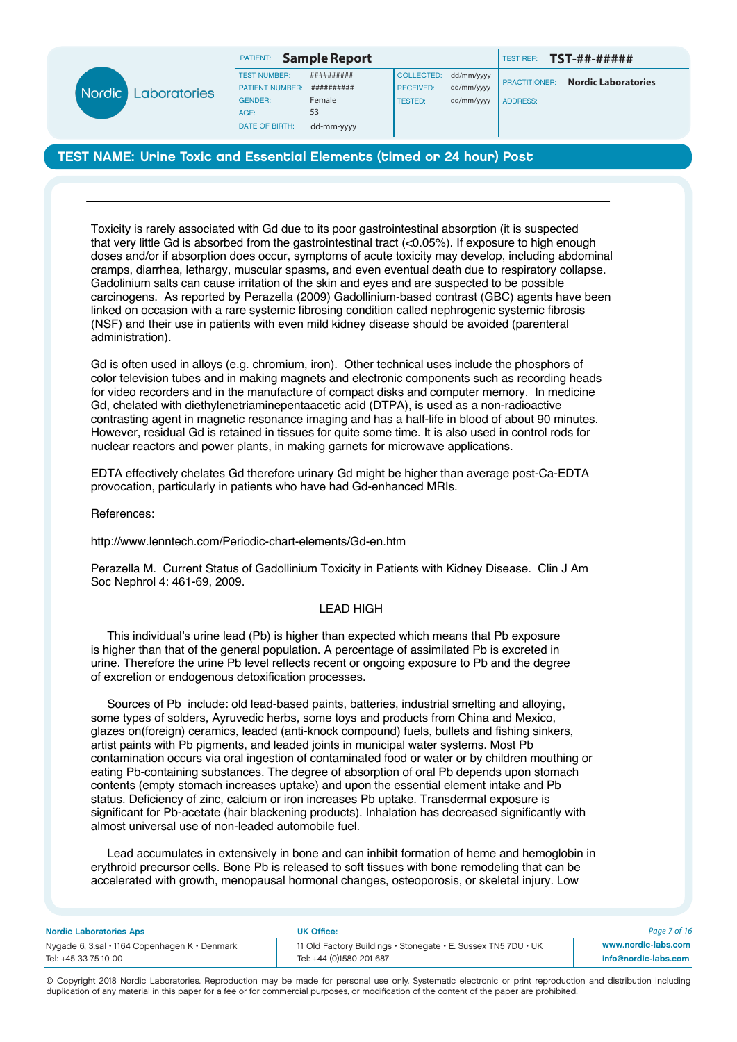Toxicity is rarely associated with Gd due to its poor gastrointestinal absorption (it is suspected that very little Gd is absorbed from the gastrointestinal tract (<0.05%). If exposure to high enough doses and/or if absorption does occur, symptoms of acute toxicity may develop, including abdominal cramps, diarrhea, lethargy, muscular spasms, and even eventual death due to respiratory collapse. Gadolinium salts can cause irritation of the skin and eyes and are suspected to be possible carcinogens. As reported by Perazella (2009) Gadollinium-based contrast (GBC) agents have been linked on occasion with a rare systemic fibrosing condition called nephrogenic systemic fibrosis (NSF) and their use in patients with even mild kidney disease should be avoided (parenteral administration).

Gd is often used in alloys (e.g. chromium, iron). Other technical uses include the phosphors of color television tubes and in making magnets and electronic components such as recording heads for video recorders and in the manufacture of compact disks and computer memory. In medicine Gd, chelated with diethylenetriaminepentaacetic acid (DTPA), is used as a non-radioactive contrasting agent in magnetic resonance imaging and has a half-life in blood of about 90 minutes. However, residual Gd is retained in tissues for quite some time. It is also used in control rods for nuclear reactors and power plants, in making garnets for microwave applications.

EDTA effectively chelates Gd therefore urinary Gd might be higher than average post-Ca-EDTA provocation, particularly in patients who have had Gd-enhanced MRIs.

References:

http://www.lenntech.com/Periodic-chart-elements/Gd-en.htm

Perazella M. Current Status of Gadollinium Toxicity in Patients with Kidney Disease. Clin J Am Soc Nephrol 4: 461-69, 2009.

## LEAD HIGH

This individual's urine lead (Pb) is higher than expected which means that Pb exposure is higher than that of the general population. A percentage of assimilated Pb is excreted in urine. Therefore the urine Pb level reflects recent or ongoing exposure to Pb and the degree of excretion or endogenous detoxification processes.

Sources of Pb include: old lead-based paints, batteries, industrial smelting and alloying, some types of solders, Ayruvedic herbs, some toys and products from China and Mexico, glazes on(foreign) ceramics, leaded (anti-knock compound) fuels, bullets and fishing sinkers, artist paints with Pb pigments, and leaded joints in municipal water systems. Most Pb contamination occurs via oral ingestion of contaminated food or water or by children mouthing or eating Pb-containing substances. The degree of absorption of oral Pb depends upon stomach contents (empty stomach increases uptake) and upon the essential element intake and Pb status. Deficiency of zinc, calcium or iron increases Pb uptake. Transdermal exposure is significant for Pb-acetate (hair blackening products). Inhalation has decreased significantly with almost universal use of non-leaded automobile fuel.

Lead accumulates in extensively in bone and can inhibit formation of heme and hemoglobin in erythroid precursor cells. Bone Pb is released to soft tissues with bone remodeling that can be accelerated with growth, menopausal hormonal changes, osteoporosis, or skeletal injury. Low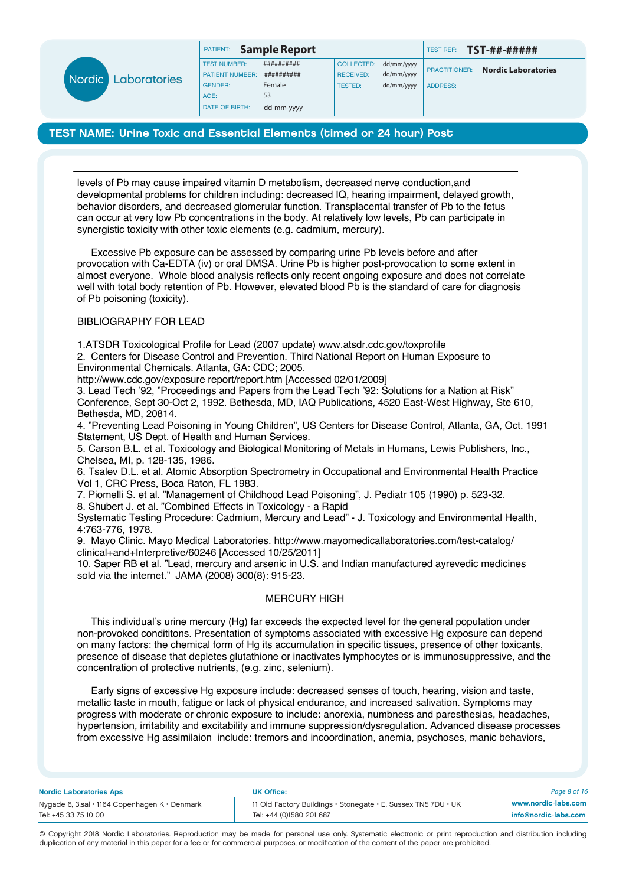levels of Pb may cause impaired vitamin D metabolism, decreased nerve conduction,and developmental problems for children including: decreased IQ, hearing impairment, delayed growth, behavior disorders, and decreased glomerular function. Transplacental transfer of Pb to the fetus can occur at very low Pb concentrations in the body. At relatively low levels, Pb can participate in synergistic toxicity with other toxic elements (e.g. cadmium, mercury).

Excessive Pb exposure can be assessed by comparing urine Pb levels before and after provocation with Ca-EDTA (iv) or oral DMSA. Urine Pb is higher post-provocation to some extent in almost everyone. Whole blood analysis reflects only recent ongoing exposure and does not correlate well with total body retention of Pb. However, elevated blood Pb is the standard of care for diagnosis of Pb poisoning (toxicity).

BIBLIOGRAPHY FOR LEAD

1.ATSDR Toxicological Profile for Lead (2007 update) www.atsdr.cdc.gov/toxprofile
2. Centers for Disease Control and Prevention. Third National Report on Human Exposure to Environmental Chemicals. Atlanta, GA: CDC; 2005.
http://www.cdc.gov/exposure report/report.htm [Accessed 02/01/2009]
3. Lead Tech '92, "Proceedings and Papers from the Lead Tech '92: Solutions for a Nation at Risk" Conference, Sept 30-Oct 2, 1992. Bethesda, MD, IAQ Publications, 4520 East-West Highway, Ste 610, Bethesda, MD, 20814.
4. "Preventing Lead Poisoning in Young Children", US Centers for Disease Control, Atlanta, GA, Oct. 1991 Statement, US Dept. of Health and Human Services.
5. Carson B.L. et al. Toxicology and Biological Monitoring of Metals in Humans, Lewis Publishers, Inc., Chelsea, MI, p. 128-135, 1986.
6. Tsalev D.L. et al. Atomic Absorption Spectrometry in Occupational and Environmental Health Practice Vol 1, CRC Press, Boca Raton, FL 1983.
7. Piomelli S. et al. "Management of Childhood Lead Poisoning", J. Pediatr 105 (1990) p. 523-32.
8. Shubert J. et al. "Combined Effects in Toxicology - a Rapid Systematic Testing Procedure: Cadmium, Mercury and Lead" - J. Toxicology and Environmental Health, 4:763-776, 1978.
9. Mayo Clinic. Mayo Medical Laboratories. http://www.mayomedicallaboratories.com/test-catalog/clinical+and+Interpretive/60246 [Accessed 10/25/2011]
10. Saper RB et al. "Lead, mercury and arsenic in U.S. and Indian manufactured ayrevedic medicines sold via the internet." JAMA (2008) 300(8): 915-23.

MERCURY HIGH

This individual's urine mercury (Hg) far exceeds the expected level for the general population under non-provoked condititons. Presentation of symptoms associated with excessive Hg exposure can depend on many factors: the chemical form of Hg its accumulation in specific tissues, presence of other toxicants, presence of disease that depletes glutathione or inactivates lymphocytes or is immunosuppressive, and the concentration of protective nutrients, (e.g. zinc, selenium).

Early signs of excessive Hg exposure include: decreased senses of touch, hearing, vision and taste, metallic taste in mouth, fatigue or lack of physical endurance, and increased salivation. Symptoms may progress with moderate or chronic exposure to include: anorexia, numbness and paresthesias, headaches, hypertension, irritability and excitability and immune suppression/dysregulation. Advanced disease processes from excessive Hg assimilaion include: tremors and incoordination, anemia, psychoses, manic behaviors,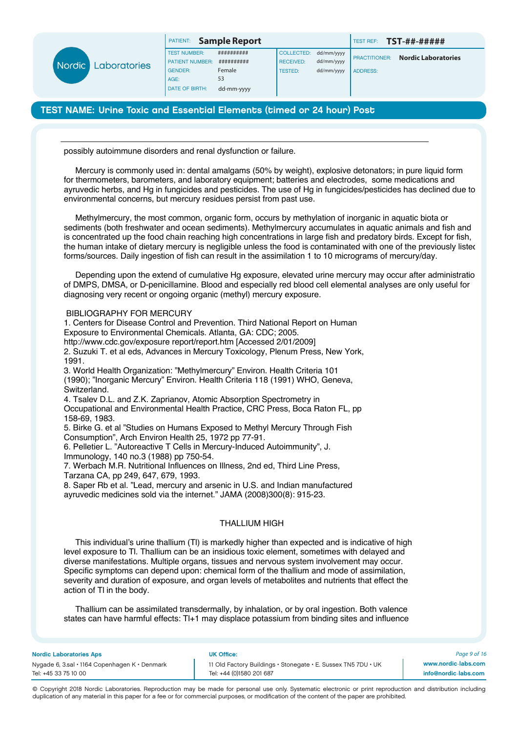possibly autoimmune disorders and renal dysfunction or failure.

Mercury is commonly used in: dental amalgams (50% by weight), explosive detonators; in pure liquid form for thermometers, barometers, and laboratory equipment; batteries and electrodes, some medications and ayruvedic herbs, and Hg in fungicides and pesticides. The use of Hg in fungicides/pesticides has declined due to environmental concerns, but mercury residues persist from past use.

Methylmercury, the most common, organic form, occurs by methylation of inorganic in aquatic biota or sediments (both freshwater and ocean sediments). Methylmercury accumulates in aquatic animals and fish and is concentrated up the food chain reaching high concentrations in large fish and predatory birds. Except for fish, the human intake of dietary mercury is negligible unless the food is contaminated with one of the previously listec forms/sources. Daily ingestion of fish can result in the assimilation 1 to 10 micrograms of mercury/day.

Depending upon the extend of cumulative Hg exposure, elevated urine mercury may occur after administratio of DMPS, DMSA, or D-penicillamine. Blood and especially red blood cell elemental analyses are only useful for diagnosing very recent or ongoing organic (methyl) mercury exposure.

BIBLIOGRAPHY FOR MERCURY

1. Centers for Disease Control and Prevention. Third National Report on Human Exposure to Environmental Chemicals. Atlanta, GA: CDC; 2005. http://www.cdc.gov/exposure report/report.htm [Accessed 2/01/2009]
2. Suzuki T. et al eds, Advances in Mercury Toxicology, Plenum Press, New York, 1991.
3. World Health Organization: "Methylmercury" Environ. Health Criteria 101 (1990); "Inorganic Mercury" Environ. Health Criteria 118 (1991) WHO, Geneva, Switzerland.
4. Tsalev D.L. and Z.K. Zaprianov, Atomic Absorption Spectrometry in Occupational and Environmental Health Practice, CRC Press, Boca Raton FL, pp 158-69, 1983.
5. Birke G. et al "Studies on Humans Exposed to Methyl Mercury Through Fish Consumption", Arch Environ Health 25, 1972 pp 77-91.
6. Pelletier L. "Autoreactive T Cells in Mercury-Induced Autoimmunity", J. Immunology, 140 no.3 (1988) pp 750-54.
7. Werbach M.R. Nutritional Influences on Illness, 2nd ed, Third Line Press, Tarzana CA, pp 249, 647, 679, 1993.
8. Saper Rb et al. "Lead, mercury and arsenic in U.S. and Indian manufactured ayruvedic medicines sold via the internet." JAMA (2008)300(8): 915-23.

## THALLIUM HIGH

This individual's urine thallium (Tl) is markedly higher than expected and is indicative of high level exposure to Tl. Thallium can be an insidious toxic element, sometimes with delayed and diverse manifestations. Multiple organs, tissues and nervous system involvement may occur. Specific symptoms can depend upon: chemical form of the thallium and mode of assimilation, severity and duration of exposure, and organ levels of metabolites and nutrients that effect the action of Tl in the body.

Thallium can be assimilated transdermally, by inhalation, or by oral ingestion. Both valence states can have harmful effects: $Tl^{+1}$ may displace potassium from binding sites and influence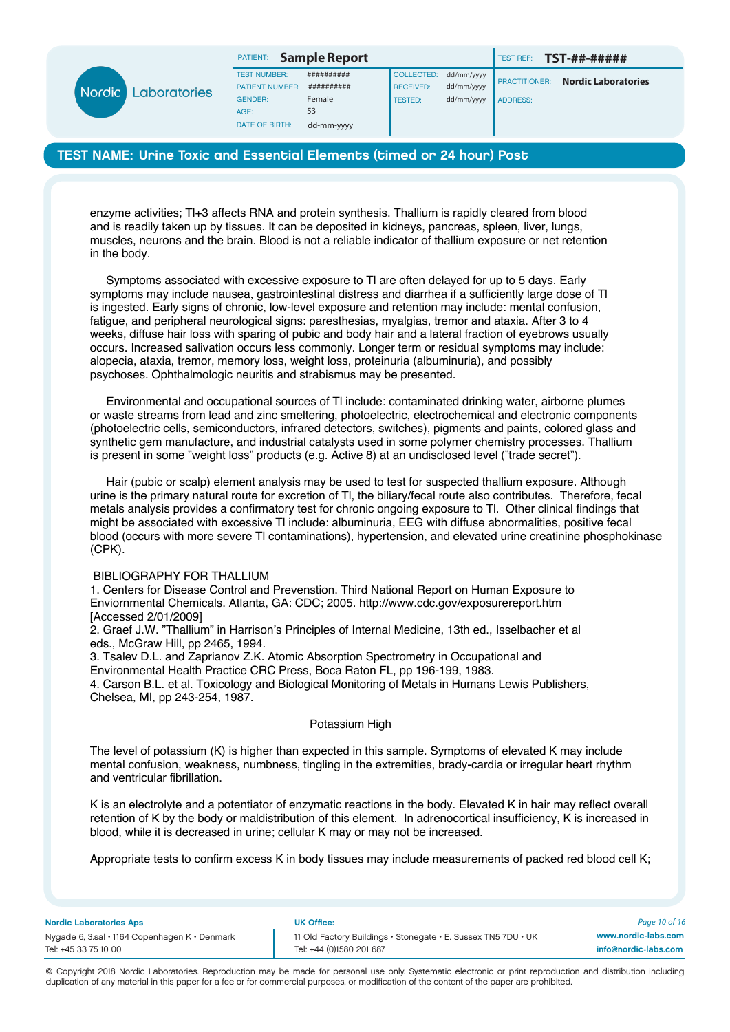enzyme activities; Tl+3 affects RNA and protein synthesis. Thallium is rapidly cleared from blood and is readily taken up by tissues. It can be deposited in kidneys, pancreas, spleen, liver, lungs, muscles, neurons and the brain. Blood is not a reliable indicator of thallium exposure or net retention in the body.

Symptoms associated with excessive exposure to Tl are often delayed for up to 5 days. Early symptoms may include nausea, gastrointestinal distress and diarrhea if a sufficiently large dose of Tl is ingested. Early signs of chronic, low-level exposure and retention may include: mental confusion, fatigue, and peripheral neurological signs: paresthesias, myalgias, tremor and ataxia. After 3 to 4 weeks, diffuse hair loss with sparing of pubic and body hair and a lateral fraction of eyebrows usually occurs. Increased salivation occurs less commonly. Longer term or residual symptoms may include: alopecia, ataxia, tremor, memory loss, weight loss, proteinuria (albuminuria), and possibly psychoses. Ophthalmologic neuritis and strabismus may be presented.

Environmental and occupational sources of Tl include: contaminated drinking water, airborne plumes or waste streams from lead and zinc smeltering, photoelectric, electrochemical and electronic components (photoelectric cells, semiconductors, infrared detectors, switches), pigments and paints, colored glass and synthetic gem manufacture, and industrial catalysts used in some polymer chemistry processes. Thallium is present in some "weight loss" products (e.g. Active 8) at an undisclosed level ("trade secret").

Hair (pubic or scalp) element analysis may be used to test for suspected thallium exposure. Although urine is the primary natural route for excretion of Tl, the biliary/fecal route also contributes. Therefore, fecal metals analysis provides a confirmatory test for chronic ongoing exposure to Tl. Other clinical findings that might be associated with excessive Tl include: albuminuria, EEG with diffuse abnormalities, positive fecal blood (occurs with more severe Tl contaminations), hypertension, and elevated urine creatinine phosphokinase (CPK).

BIBLIOGRAPHY FOR THALLIUM

1. Centers for Disease Control and Prevenstion. Third National Report on Human Exposure to Enviornmental Chemicals. Atlanta, GA: CDC; 2005. http://www.cdc.gov/exposurereport.htm [Accessed 2/01/2009]
2. Graef J.W. "Thallium" in Harrison's Principles of Internal Medicine, 13th ed., Isselbacher et al eds., McGraw Hill, pp 2465, 1994.
3. Tsalev D.L. and Zaprianov Z.K. Atomic Absorption Spectrometry in Occupational and Environmental Health Practice CRC Press, Boca Raton FL, pp 196-199, 1983.
4. Carson B.L. et al. Toxicology and Biological Monitoring of Metals in Humans Lewis Publishers, Chelsea, MI, pp 243-254, 1987.

## Potassium High

The level of potassium (K) is higher than expected in this sample. Symptoms of elevated K may include mental confusion, weakness, numbness, tingling in the extremities, brady-cardia or irregular heart rhythm and ventricular fibrillation.

K is an electrolyte and a potentiator of enzymatic reactions in the body. Elevated K in hair may reflect overall retention of K by the body or maldistribution of this element. In adrenocortical insufficiency, K is increased in blood, while it is decreased in urine; cellular K may or may not be increased.

Appropriate tests to confirm excess K in body tissues may include measurements of packed red blood cell K;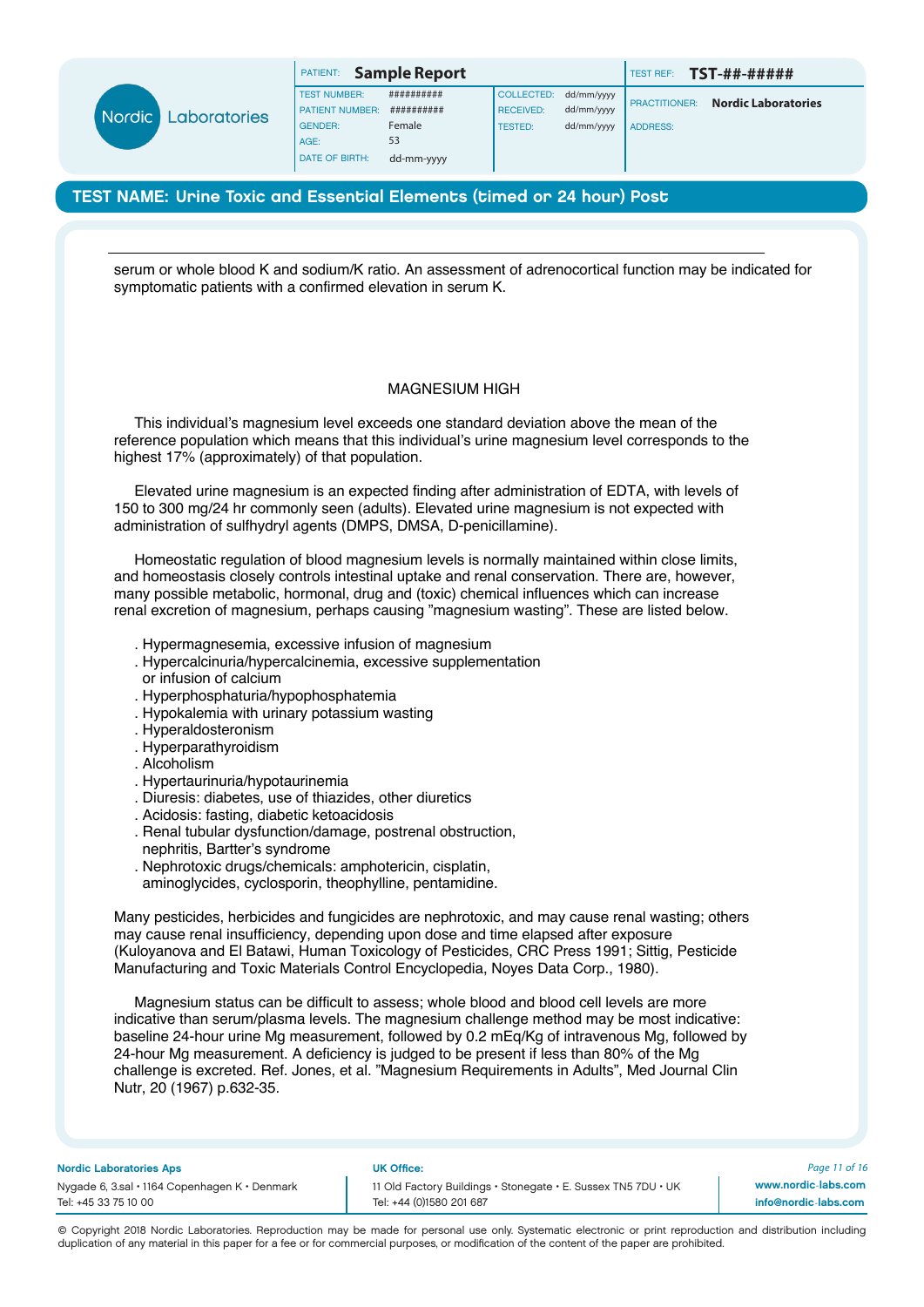serum or whole blood K and sodium/K ratio. An assessment of adrenocortical function may be indicated for symptomatic patients with a confirmed elevation in serum K.

## MAGNESIUM HIGH

This individual's magnesium level exceeds one standard deviation above the mean of the reference population which means that this individual's urine magnesium level corresponds to the highest 17% (approximately) of that population.

Elevated urine magnesium is an expected finding after administration of EDTA, with levels of 150 to 300 mg/24 hr commonly seen (adults). Elevated urine magnesium is not expected with administration of sulfhydryl agents (DMPS, DMSA, D-penicillamine).

Homeostatic regulation of blood magnesium levels is normally maintained within close limits, and homeostasis closely controls intestinal uptake and renal conservation. There are, however, many possible metabolic, hormonal, drug and (toxic) chemical influences which can increase renal excretion of magnesium, perhaps causing "magnesium wasting". These are listed below.

- Hypermagnesemia, excessive infusion of magnesium
- Hypercalcinuria/hypercalcinemia, excessive supplementation or infusion of calcium
- Hyperphosphaturia/hypophosphatemia
- Hypokalemia with urinary potassium wasting
- Hyperaldosteronism
- Hyperparathyroidism
- Alcoholism
- Hypertaurinuria/hypotaurinemia
- Diuresis: diabetes, use of thiazides, other diuretics
- Acidosis: fasting, diabetic ketoacidosis
- Renal tubular dysfunction/damage, postrenal obstruction, nephritis, Bartter's syndrome
- Nephrotoxic drugs/chemicals: amphotericin, cisplatin, aminoglycides, cyclosporin, theophylline, pentamidine.

Many pesticides, herbicides and fungicides are nephrotoxic, and may cause renal wasting; others may cause renal insufficiency, depending upon dose and time elapsed after exposure (Kuloyanova and El Batawi, Human Toxicology of Pesticides, CRC Press 1991; Sittig, Pesticide Manufacturing and Toxic Materials Control Encyclopedia, Noyes Data Corp., 1980).

Magnesium status can be difficult to assess; whole blood and blood cell levels are more indicative than serum/plasma levels. The magnesium challenge method may be most indicative: baseline 24-hour urine Mg measurement, followed by 0.2 mEq/Kg of intravenous Mg, followed by 24-hour Mg measurement. A deficiency is judged to be present if less than 80% of the Mg challenge is excreted. Ref. Jones, et al. "Magnesium Requirements in Adults", Med Journal Clin Nutr, 20 (1967) p.632-35.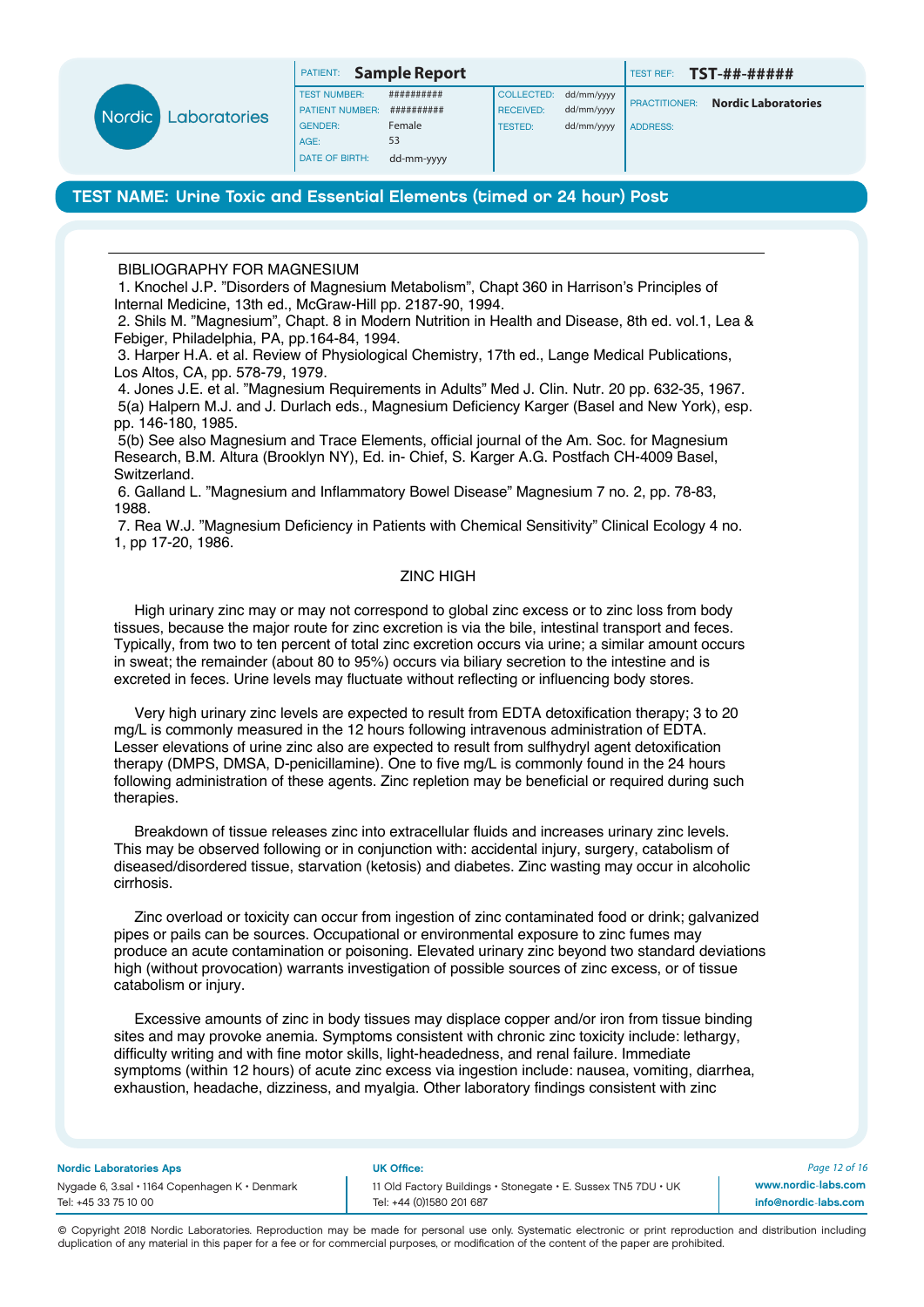## BIBLIOGRAPHY FOR MAGNESIUM

1. Knochel J.P. "Disorders of Magnesium Metabolism", Chapt 360 in Harrison's Principles of Internal Medicine, 13th ed., McGraw-Hill pp. 2187-90, 1994.
2. Shils M. "Magnesium", Chapt. 8 in Modern Nutrition in Health and Disease, 8th ed. vol.1, Lea & Febiger, Philadelphia, PA, pp.164-84, 1994.
3. Harper H.A. et al. Review of Physiological Chemistry, 17th ed., Lange Medical Publications, Los Altos, CA, pp. 578-79, 1979.
4. Jones J.E. et al. "Magnesium Requirements in Adults" Med J. Clin. Nutr. 20 pp. 632-35, 1967.

5(a) Halpern M.J. and J. Durlach eds., Magnesium Deficiency Karger (Basel and New York), esp. pp. 146-180, 1985.

5(b) See also Magnesium and Trace Elements, official journal of the Am. Soc. for Magnesium Research, B.M. Altura (Brooklyn NY), Ed. in- Chief, S. Karger A.G. Postfach CH-4009 Basel, Switzerland.

6. Galland L. "Magnesium and Inflammatory Bowel Disease" Magnesium 7 no. 2, pp. 78-83, 1988.
7. Rea W.J. "Magnesium Deficiency in Patients with Chemical Sensitivity" Clinical Ecology 4 no. 1, pp 17-20, 1986.

## ZINC HIGH

High urinary zinc may or may not correspond to global zinc excess or to zinc loss from body tissues, because the major route for zinc excretion is via the bile, intestinal transport and feces. Typically, from two to ten percent of total zinc excretion occurs via urine; a similar amount occurs in sweat; the remainder (about 80 to 95%) occurs via biliary secretion to the intestine and is excreted in feces. Urine levels may fluctuate without reflecting or influencing body stores.

Very high urinary zinc levels are expected to result from EDTA detoxification therapy; 3 to 20 mg/L is commonly measured in the 12 hours following intravenous administration of EDTA. Lesser elevations of urine zinc also are expected to result from sulfhydryl agent detoxification therapy (DMPS, DMSA, D-penicillamine). One to five mg/L is commonly found in the 24 hours following administration of these agents. Zinc repletion may be beneficial or required during such therapies.

Breakdown of tissue releases zinc into extracellular fluids and increases urinary zinc levels. This may be observed following or in conjunction with: accidental injury, surgery, catabolism of diseased/disordered tissue, starvation (ketosis) and diabetes. Zinc wasting may occur in alcoholic cirrhosis.

Zinc overload or toxicity can occur from ingestion of zinc contaminated food or drink; galvanized pipes or pails can be sources. Occupational or environmental exposure to zinc fumes may produce an acute contamination or poisoning. Elevated urinary zinc beyond two standard deviations high (without provocation) warrants investigation of possible sources of zinc excess, or of tissue catabolism or injury.

Excessive amounts of zinc in body tissues may displace copper and/or iron from tissue binding sites and may provoke anemia. Symptoms consistent with chronic zinc toxicity include: lethargy, difficulty writing and with fine motor skills, light-headedness, and renal failure. Immediate symptoms (within 12 hours) of acute zinc excess via ingestion include: nausea, vomiting, diarrhea, exhaustion, headache, dizziness, and myalgia. Other laboratory findings consistent with zinc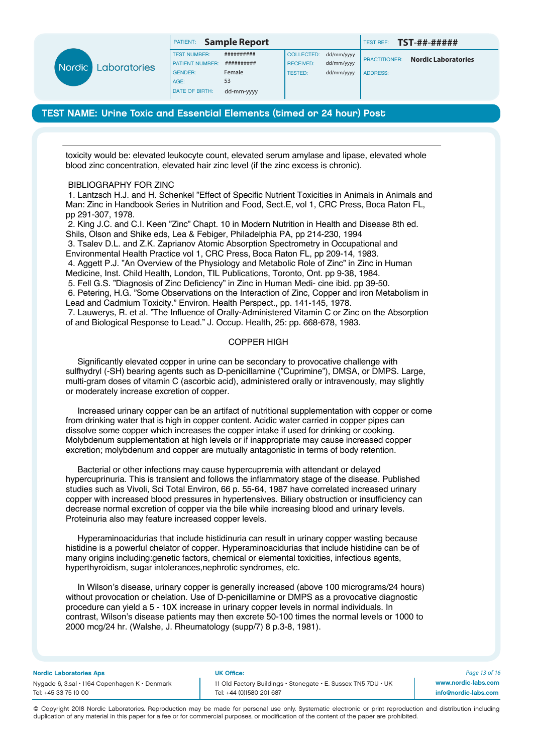toxicity would be: elevated leukocyte count, elevated serum amylase and lipase, elevated whole blood zinc concentration, elevated hair zinc level (if the zinc excess is chronic).

BIBLIOGRAPHY FOR ZINC

1. Lantzsch H.J. and H. Schenkel "Effect of Specific Nutrient Toxicities in Animals in Animals and Man: Zinc in Handbook Series in Nutrition and Food, Sect.E, vol 1, CRC Press, Boca Raton FL, pp 291-307, 1978.
2. King J.C. and C.I. Keen "Zinc" Chapt. 10 in Modern Nutrition in Health and Disease 8th ed. Shils, Olson and Shike eds, Lea & Febiger, Philadelphia PA, pp 214-230, 1994
3. Tsalev D.L. and Z.K. Zaprianov Atomic Absorption Spectrometry in Occupational and Environmental Health Practice vol 1, CRC Press, Boca Raton FL, pp 209-14, 1983.
4. Aggett P.J. "An Overview of the Physiology and Metabolic Role of Zinc" in Zinc in Human Medicine, Inst. Child Health, London, TIL Publications, Toronto, Ont. pp 9-38, 1984.
5. Fell G.S. "Diagnosis of Zinc Deficiency" in Zinc in Human Medi- cine ibid. pp 39-50.
6. Petering, H.G. "Some Observations on the Interaction of Zinc, Copper and iron Metabolism in Lead and Cadmium Toxicity." Environ. Health Perspect., pp. 141-145, 1978.
7. Lauwerys, R. et al. "The Influence of Orally-Administered Vitamin C or Zinc on the Absorption of and Biological Response to Lead." J. Occup. Health, 25: pp. 668-678, 1983.

COPPER HIGH

Significantly elevated copper in urine can be secondary to provocative challenge with sulfhydryl (-SH) bearing agents such as D-penicillamine ("Cuprimine"), DMSA, or DMPS. Large, multi-gram doses of vitamin C (ascorbic acid), administered orally or intravenously, may slightly or moderately increase excretion of copper.

Increased urinary copper can be an artifact of nutritional supplementation with copper or come from drinking water that is high in copper content. Acidic water carried in copper pipes can dissolve some copper which increases the copper intake if used for drinking or cooking. Molybdenum supplementation at high levels or if inappropriate may cause increased copper excretion; molybdenum and copper are mutually antagonistic in terms of body retention.

Bacterial or other infections may cause hypercupremia with attendant or delayed hypercuprinuria. This is transient and follows the inflammatory stage of the disease. Published studies such as Vivoli, Sci Total Environ, 66 p. 55-64, 1987 have correlated increased urinary copper with increased blood pressures in hypertensives. Biliary obstruction or insufficiency can decrease normal excretion of copper via the bile while increasing blood and urinary levels. Proteinuria also may feature increased copper levels.

Hyperaminoacidurias that include histidinuria can result in urinary copper wasting because histidine is a powerful chelator of copper. Hyperaminoacidurias that include histidine can be of many origins including:genetic factors, chemical or elemental toxicities, infectious agents, hyperthyroidism, sugar intolerances,nephrotic syndromes, etc.

In Wilson's disease, urinary copper is generally increased (above 100 micrograms/24 hours) without provocation or chelation. Use of D-penicillamine or DMPS as a provocative diagnostic procedure can yield a 5 - 10X increase in urinary copper levels in normal individuals. In contrast, Wilson's disease patients may then excrete 50-100 times the normal levels or 1000 to 2000 mcg/24 hr. (Walshe, J. Rheumatology (supp/7) 8 p.3-8, 1981).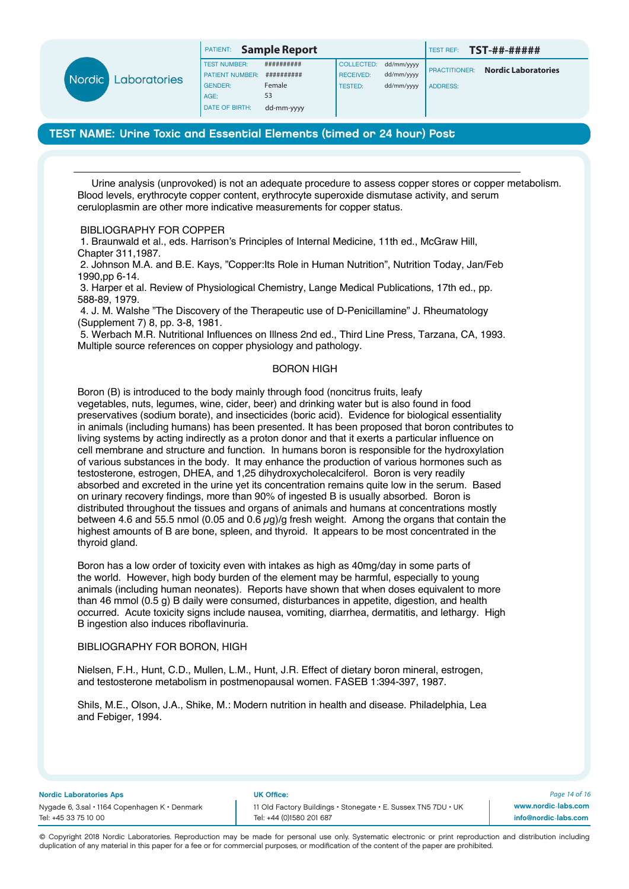Urine analysis (unprovoked) is not an adequate procedure to assess copper stores or copper metabolism. Blood levels, erythrocyte copper content, erythrocyte superoxide dismutase activity, and serum ceruloplasmin are other more indicative measurements for copper status.

BIBLIOGRAPHY FOR COPPER

1. Braunwald et al., eds. Harrison's Principles of Internal Medicine, 11th ed., McGraw Hill, Chapter 311,1987.
2. Johnson M.A. and B.E. Kays, "Copper:Its Role in Human Nutrition", Nutrition Today, Jan/Feb 1990,pp 6-14.
3. Harper et al. Review of Physiological Chemistry, Lange Medical Publications, 17th ed., pp. 588-89, 1979.
4. J. M. Walshe "The Discovery of the Therapeutic use of D-Penicillamine" J. Rheumatology (Supplement 7) 8, pp. 3-8, 1981.
5. Werbach M.R. Nutritional Influences on Illness 2nd ed., Third Line Press, Tarzana, CA, 1993. Multiple source references on copper physiology and pathology.

## BORON HIGH

Boron (B) is introduced to the body mainly through food (noncitrus fruits, leafy vegetables, nuts, legumes, wine, cider, beer) and drinking water but is also found in food preservatives (sodium borate), and insecticides (boric acid). Evidence for biological essentiality in animals (including humans) has been presented. It has been proposed that boron contributes to living systems by acting indirectly as a proton donor and that it exerts a particular influence on cell membrane and structure and function. In humans boron is responsible for the hydroxylation of various substances in the body. It may enhance the production of various hormones such as testosterone, estrogen, DHEA, and 1,25 dihydroxycholecalciferol. Boron is very readily absorbed and excreted in the urine yet its concentration remains quite low in the serum. Based on urinary recovery findings, more than 90% of ingested B is usually absorbed. Boron is distributed throughout the tissues and organs of animals and humans at concentrations mostly between 4.6 and 55.5 nmol (0.05 and 0.6 $\mu$g)/g fresh weight. Among the organs that contain the highest amounts of B are bone, spleen, and thyroid. It appears to be most concentrated in the thyroid gland.

Boron has a low order of toxicity even with intakes as high as 40mg/day in some parts of the world. However, high body burden of the element may be harmful, especially to young animals (including human neonates). Reports have shown that when doses equivalent to more than 46 mmol (0.5 g) B daily were consumed, disturbances in appetite, digestion, and health occurred. Acute toxicity signs include nausea, vomiting, diarrhea, dermatitis, and lethargy. High B ingestion also induces riboflavinuria.

BIBLIOGRAPHY FOR BORON, HIGH

Nielsen, F.H., Hunt, C.D., Mullen, L.M., Hunt, J.R. Effect of dietary boron mineral, estrogen, and testosterone metabolism in postmenopausal women. FASEB 1:394-397, 1987.

Shils, M.E., Olson, J.A., Shike, M.: Modern nutrition in health and disease. Philadelphia, Lea and Febiger, 1994.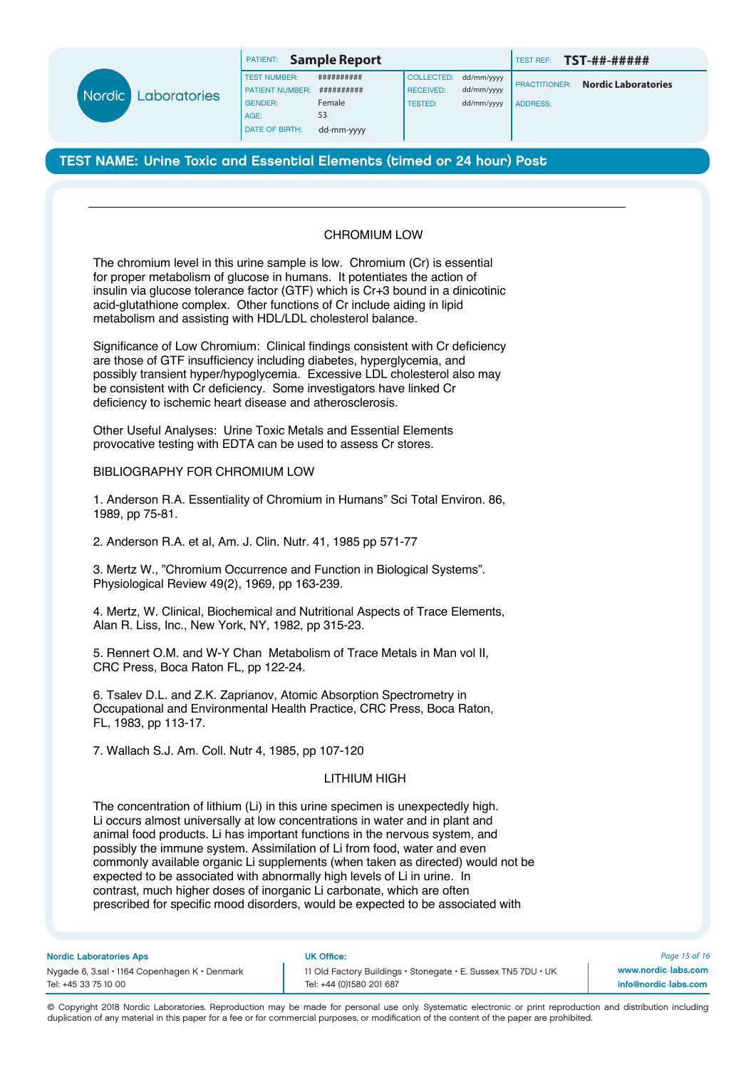## CHROMIUM LOW

The chromium level in this urine sample is low. Chromium (Cr) is essential for proper metabolism of glucose in humans. It potentiates the action of insulin via glucose tolerance factor (GTF) which is Cr+3 bound in a dinicotinic acid-glutathione complex. Other functions of Cr include aiding in lipid metabolism and assisting with HDL/LDL cholesterol balance.

Significance of Low Chromium: Clinical findings consistent with Cr deficiency are those of GTF insufficiency including diabetes, hyperglycemia, and possibly transient hyper/hypoglycemia. Excessive LDL cholesterol also may be consistent with Cr deficiency. Some investigators have linked Cr deficiency to ischemic heart disease and atherosclerosis.

Other Useful Analyses: Urine Toxic Metals and Essential Elements provocative testing with EDTA can be used to assess Cr stores.

BIBLIOGRAPHY FOR CHROMIUM LOW

1. Anderson R.A. Essentiality of Chromium in Humans" Sci Total Environ. 86, 1989, pp 75-81.

2. Anderson R.A. et al, Am. J. Clin. Nutr. 41, 1985 pp 571-77

3. Mertz W., "Chromium Occurrence and Function in Biological Systems". Physiological Review 49(2), 1969, pp 163-239.

4. Mertz, W. Clinical, Biochemical and Nutritional Aspects of Trace Elements, Alan R. Liss, Inc., New York, NY, 1982, pp 315-23.

5. Rennert O.M. and W-Y Chan Metabolism of Trace Metals in Man vol II, CRC Press, Boca Raton FL, pp 122-24.

6. Tsalev D.L. and Z.K. Zaprianov, Atomic Absorption Spectrometry in Occupational and Environmental Health Practice, CRC Press, Boca Raton, FL, 1983, pp 113-17.

7. Wallach S.J. Am. Coll. Nutr 4, 1985, pp 107-120

## LITHIUM HIGH

The concentration of lithium (Li) in this urine specimen is unexpectedly high. Li occurs almost universally at low concentrations in water and in plant and animal food products. Li has important functions in the nervous system, and possibly the immune system. Assimilation of Li from food, water and even commonly available organic Li supplements (when taken as directed) would not be expected to be associated with abnormally high levels of Li in urine. In contrast, much higher doses of inorganic Li carbonate, which are often prescribed for specific mood disorders, would be expected to be associated with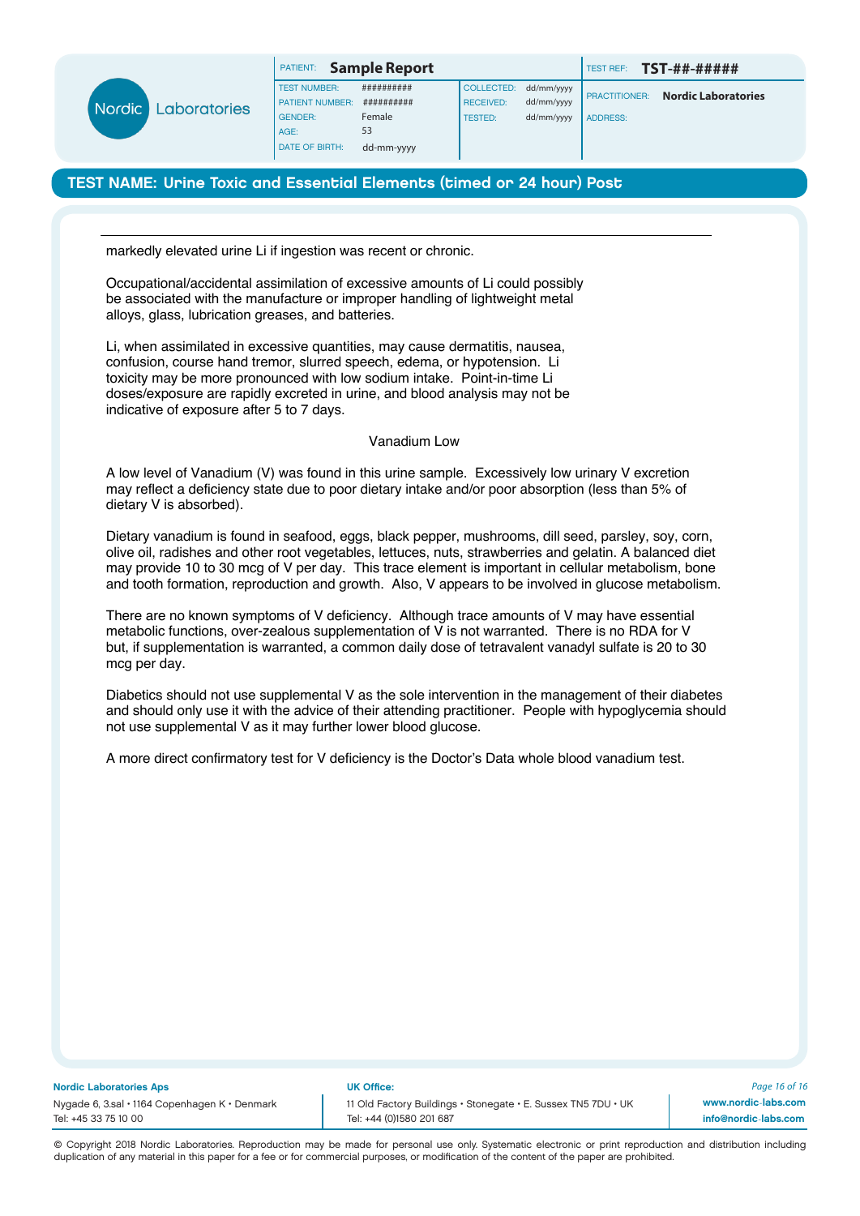markedly elevated urine Li if ingestion was recent or chronic.

Occupational/accidental assimilation of excessive amounts of Li could possibly be associated with the manufacture or improper handling of lightweight metal alloys, glass, lubrication greases, and batteries.

Li, when assimilated in excessive quantities, may cause dermatitis, nausea, confusion, course hand tremor, slurred speech, edema, or hypotension. Li toxicity may be more pronounced with low sodium intake. Point-in-time Li doses/exposure are rapidly excreted in urine, and blood analysis may not be indicative of exposure after 5 to 7 days.

### Vanadium Low

A low level of Vanadium (V) was found in this urine sample. Excessively low urinary V excretion may reflect a deficiency state due to poor dietary intake and/or poor absorption (less than 5% of dietary V is absorbed).

Dietary vanadium is found in seafood, eggs, black pepper, mushrooms, dill seed, parsley, soy, corn, olive oil, radishes and other root vegetables, lettuces, nuts, strawberries and gelatin. A balanced diet may provide 10 to 30 mcg of V per day. This trace element is important in cellular metabolism, bone and tooth formation, reproduction and growth. Also, V appears to be involved in glucose metabolism.

There are no known symptoms of V deficiency. Although trace amounts of V may have essential metabolic functions, over-zealous supplementation of V is not warranted. There is no RDA for V but, if supplementation is warranted, a common daily dose of tetravalent vanadyl sulfate is 20 to 30 mcg per day.

Diabetics should not use supplemental V as the sole intervention in the management of their diabetes and should only use it with the advice of their attending practitioner. People with hypoglycemia should not use supplemental V as it may further lower blood glucose.

A more direct confirmatory test for V deficiency is the Doctor's Data whole blood vanadium test.